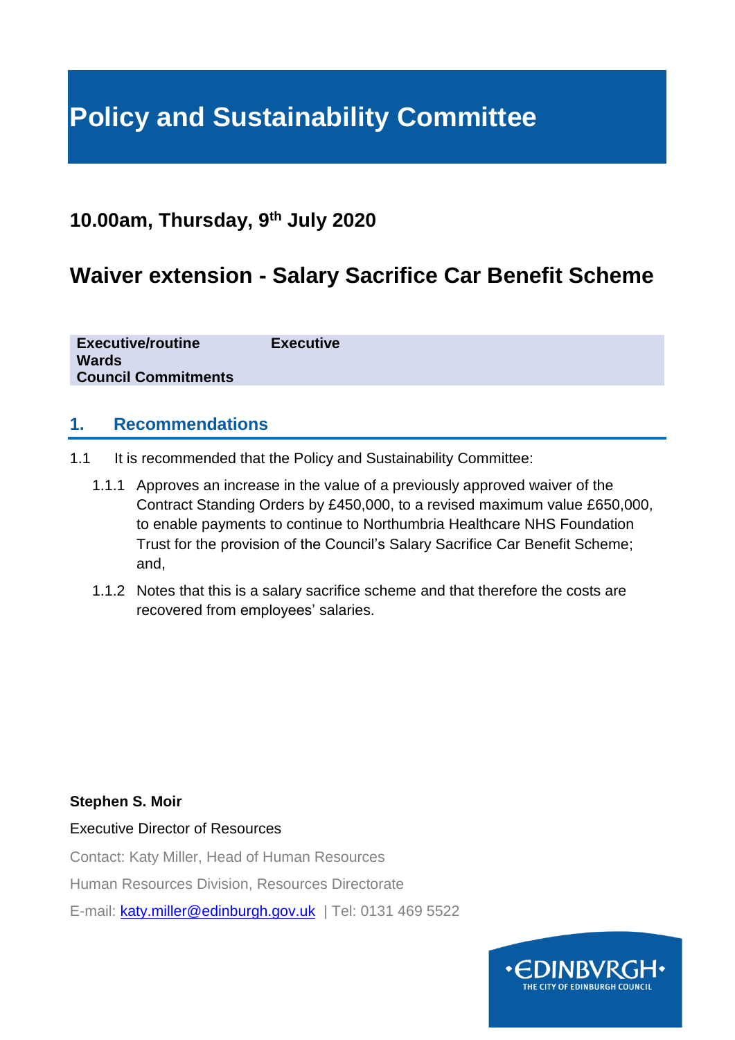# Policy and Sustainability Committee

## 10.00am, Thursday, 9th July 2020

## Waiver extension - Salary Sacrifice Car Benefit Scheme

| | |
|---|---|
| **Executive/routine** | **Executive** |
| **Wards** | |
| **Council Commitments** | |

### 1. Recommendations

1.1 It is recommended that the Policy and Sustainability Committee:

1.1.1 Approves an increase in the value of a previously approved waiver of the Contract Standing Orders by £450,000, to a revised maximum value £650,000, to enable payments to continue to Northumbria Healthcare NHS Foundation Trust for the provision of the Council's Salary Sacrifice Car Benefit Scheme; and,

1.1.2 Notes that this is a salary sacrifice scheme and that therefore the costs are recovered from employees' salaries.

**Stephen S. Moir**

Executive Director of Resources

Contact: Katy Miller, Head of Human Resources

Human Resources Division, Resources Directorate

E-mail: katy.miller@edinburgh.gov.uk | Tel: 0131 469 5522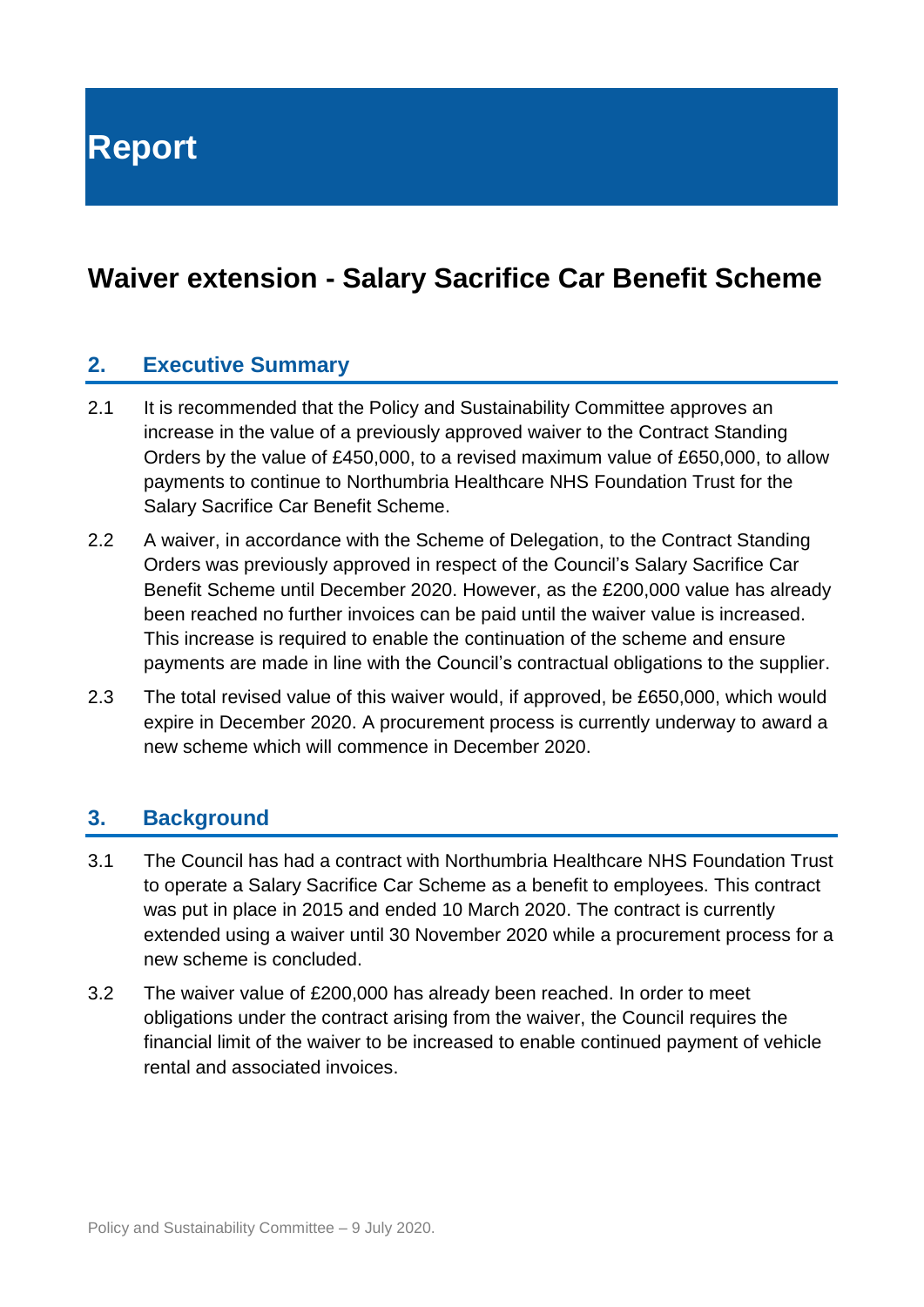# Report

## Waiver extension - Salary Sacrifice Car Benefit Scheme

### 2. Executive Summary

2.1 It is recommended that the Policy and Sustainability Committee approves an increase in the value of a previously approved waiver to the Contract Standing Orders by the value of £450,000, to a revised maximum value of £650,000, to allow payments to continue to Northumbria Healthcare NHS Foundation Trust for the Salary Sacrifice Car Benefit Scheme.

2.2 A waiver, in accordance with the Scheme of Delegation, to the Contract Standing Orders was previously approved in respect of the Council's Salary Sacrifice Car Benefit Scheme until December 2020. However, as the £200,000 value has already been reached no further invoices can be paid until the waiver value is increased. This increase is required to enable the continuation of the scheme and ensure payments are made in line with the Council's contractual obligations to the supplier.

2.3 The total revised value of this waiver would, if approved, be £650,000, which would expire in December 2020. A procurement process is currently underway to award a new scheme which will commence in December 2020.

### 3. Background

3.1 The Council has had a contract with Northumbria Healthcare NHS Foundation Trust to operate a Salary Sacrifice Car Scheme as a benefit to employees. This contract was put in place in 2015 and ended 10 March 2020. The contract is currently extended using a waiver until 30 November 2020 while a procurement process for a new scheme is concluded.

3.2 The waiver value of £200,000 has already been reached. In order to meet obligations under the contract arising from the waiver, the Council requires the financial limit of the waiver to be increased to enable continued payment of vehicle rental and associated invoices.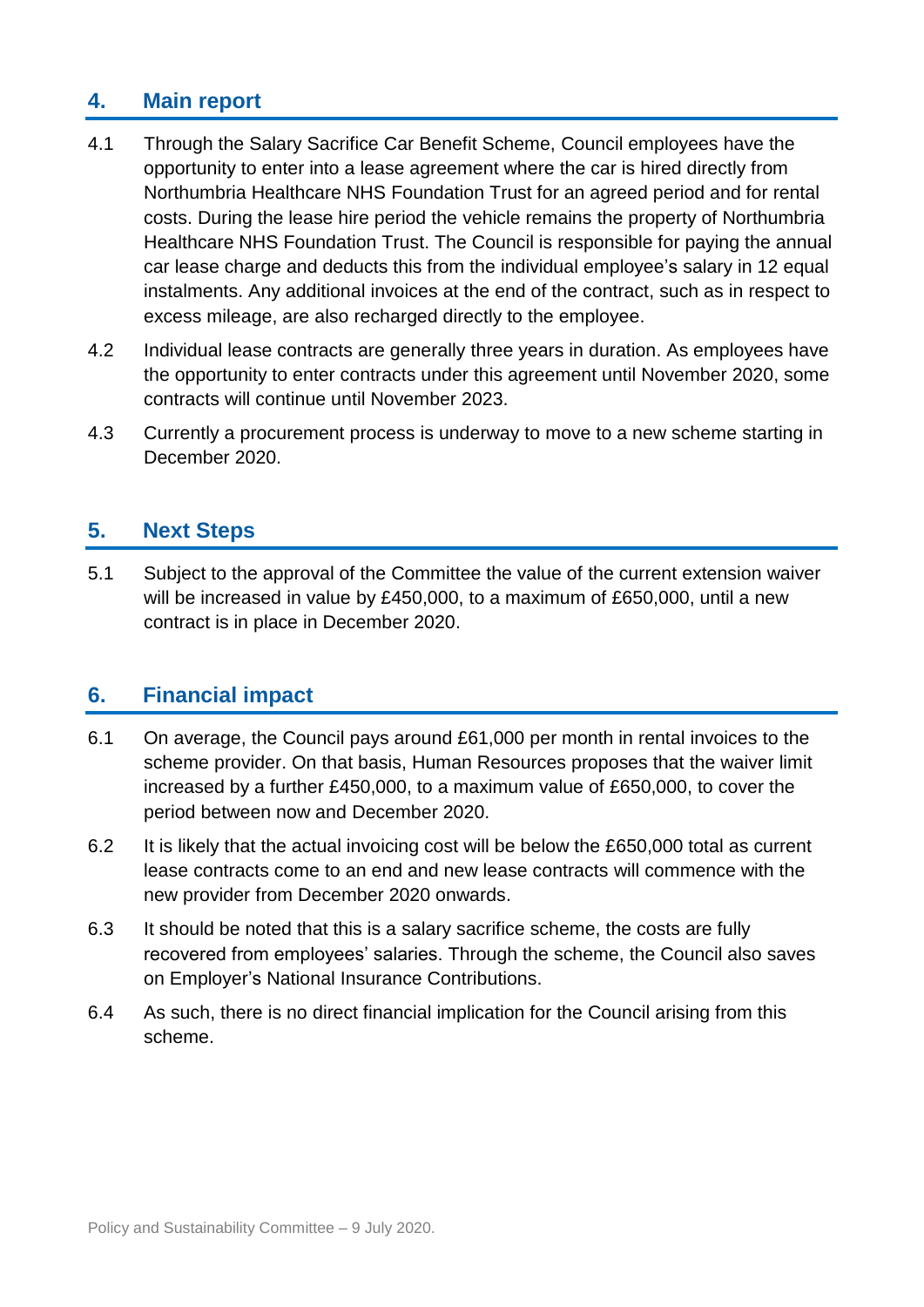## 4. Main report

4.1 Through the Salary Sacrifice Car Benefit Scheme, Council employees have the opportunity to enter into a lease agreement where the car is hired directly from Northumbria Healthcare NHS Foundation Trust for an agreed period and for rental costs. During the lease hire period the vehicle remains the property of Northumbria Healthcare NHS Foundation Trust. The Council is responsible for paying the annual car lease charge and deducts this from the individual employee's salary in 12 equal instalments. Any additional invoices at the end of the contract, such as in respect to excess mileage, are also recharged directly to the employee.

4.2 Individual lease contracts are generally three years in duration. As employees have the opportunity to enter contracts under this agreement until November 2020, some contracts will continue until November 2023.

4.3 Currently a procurement process is underway to move to a new scheme starting in December 2020.

## 5. Next Steps

5.1 Subject to the approval of the Committee the value of the current extension waiver will be increased in value by £450,000, to a maximum of £650,000, until a new contract is in place in December 2020.

## 6. Financial impact

6.1 On average, the Council pays around £61,000 per month in rental invoices to the scheme provider. On that basis, Human Resources proposes that the waiver limit increased by a further £450,000, to a maximum value of £650,000, to cover the period between now and December 2020.

6.2 It is likely that the actual invoicing cost will be below the £650,000 total as current lease contracts come to an end and new lease contracts will commence with the new provider from December 2020 onwards.

6.3 It should be noted that this is a salary sacrifice scheme, the costs are fully recovered from employees' salaries. Through the scheme, the Council also saves on Employer's National Insurance Contributions.

6.4 As such, there is no direct financial implication for the Council arising from this scheme.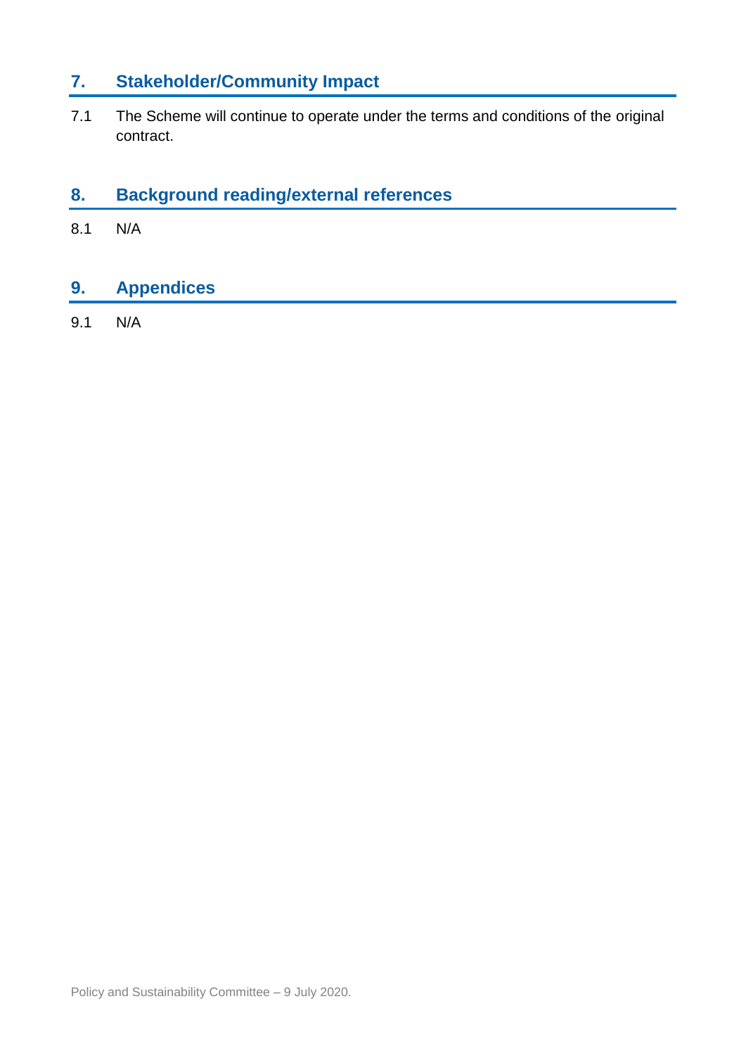## 7. Stakeholder/Community Impact

7.1 The Scheme will continue to operate under the terms and conditions of the original contract.

## 8. Background reading/external references

8.1 N/A

## 9. Appendices

9.1 N/A